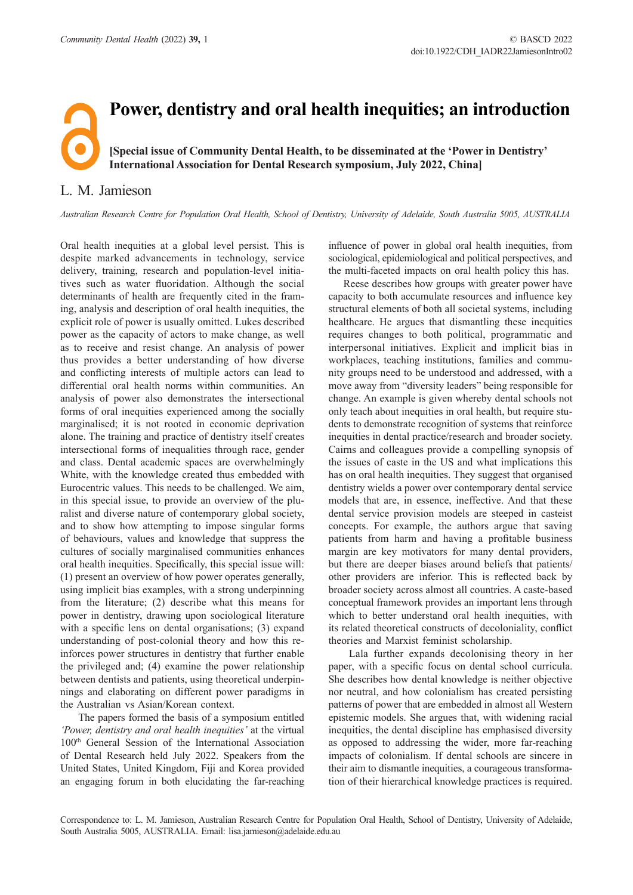# Power, dentistry and oral health inequities; an introduction

**[Special issue of Community Dental Health, to be disseminated at the 'Power in Dentistry' International Association for Dental Research symposium, July 2022, China]**

L. M. Jamieson

*Australian Research Centre for Population Oral Health, School of Dentistry, University of Adelaide, South Australia 5005, AUSTRALIA*

Oral health inequities at a global level persist. This is despite marked advancements in technology, service delivery, training, research and population-level initiatives such as water fluoridation. Although the social determinants of health are frequently cited in the framing, analysis and description of oral health inequities, the explicit role of power is usually omitted. Lukes described power as the capacity of actors to make change, as well as to receive and resist change. An analysis of power thus provides a better understanding of how diverse and conflicting interests of multiple actors can lead to differential oral health norms within communities. An analysis of power also demonstrates the intersectional forms of oral inequities experienced among the socially marginalised; it is not rooted in economic deprivation alone. The training and practice of dentistry itself creates intersectional forms of inequalities through race, gender and class. Dental academic spaces are overwhelmingly White, with the knowledge created thus embedded with Eurocentric values. This needs to be challenged. We aim, in this special issue, to provide an overview of the pluralist and diverse nature of contemporary global society, and to show how attempting to impose singular forms of behaviours, values and knowledge that suppress the cultures of socially marginalised communities enhances oral health inequities. Specifically, this special issue will: (1) present an overview of how power operates generally, using implicit bias examples, with a strong underpinning from the literature; (2) describe what this means for power in dentistry, drawing upon sociological literature with a specific lens on dental organisations; (3) expand understanding of post-colonial theory and how this reinforces power structures in dentistry that further enable the privileged and; (4) examine the power relationship between dentists and patients, using theoretical underpinnings and elaborating on different power paradigms in the Australian vs Asian/Korean context.

The papers formed the basis of a symposium entitled *'Power, dentistry and oral health inequities'* at the virtual 100th General Session of the International Association of Dental Research held July 2022. Speakers from the United States, United Kingdom, Fiji and Korea provided an engaging forum in both elucidating the far-reaching influence of power in global oral health inequities, from sociological, epidemiological and political perspectives, and the multi-faceted impacts on oral health policy this has.

Reese describes how groups with greater power have capacity to both accumulate resources and influence key structural elements of both all societal systems, including healthcare. He argues that dismantling these inequities requires changes to both political, programmatic and interpersonal initiatives. Explicit and implicit bias in workplaces, teaching institutions, families and community groups need to be understood and addressed, with a move away from "diversity leaders" being responsible for change. An example is given whereby dental schools not only teach about inequities in oral health, but require students to demonstrate recognition of systems that reinforce inequities in dental practice/research and broader society. Cairns and colleagues provide a compelling synopsis of the issues of caste in the US and what implications this has on oral health inequities. They suggest that organised dentistry wields a power over contemporary dental service models that are, in essence, ineffective. And that these dental service provision models are steeped in casteist concepts. For example, the authors argue that saving patients from harm and having a profitable business margin are key motivators for many dental providers, but there are deeper biases around beliefs that patients/other providers are inferior. This is reflected back by broader society across almost all countries. A caste-based conceptual framework provides an important lens through which to better understand oral health inequities, with its related theoretical constructs of decoloniality, conflict theories and Marxist feminist scholarship.

Lala further expands decolonising theory in her paper, with a specific focus on dental school curricula. She describes how dental knowledge is neither objective nor neutral, and how colonialism has created persisting patterns of power that are embedded in almost all Western epistemic models. She argues that, with widening racial inequities, the dental discipline has emphasised diversity as opposed to addressing the wider, more far-reaching impacts of colonialism. If dental schools are sincere in their aim to dismantle inequities, a courageous transformation of their hierarchical knowledge practices is required.

Correspondence to: L. M. Jamieson, Australian Research Centre for Population Oral Health, School of Dentistry, University of Adelaide, South Australia 5005, AUSTRALIA. Email: lisa.jamieson@adelaide.edu.au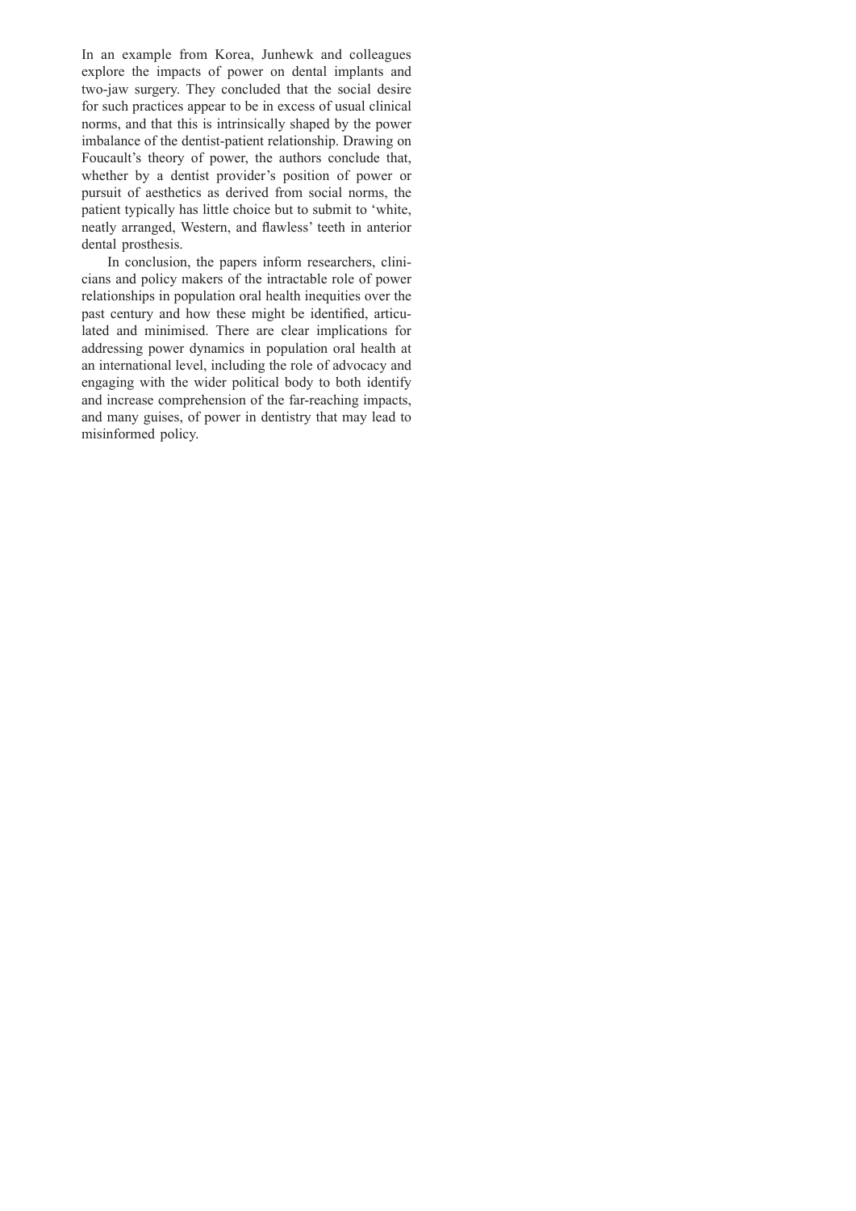In an example from Korea, Junhewk and colleagues explore the impacts of power on dental implants and two-jaw surgery. They concluded that the social desire for such practices appear to be in excess of usual clinical norms, and that this is intrinsically shaped by the power imbalance of the dentist-patient relationship. Drawing on Foucault's theory of power, the authors conclude that, whether by a dentist provider's position of power or pursuit of aesthetics as derived from social norms, the patient typically has little choice but to submit to 'white, neatly arranged, Western, and flawless' teeth in anterior dental prosthesis.

In conclusion, the papers inform researchers, clinicians and policy makers of the intractable role of power relationships in population oral health inequities over the past century and how these might be identified, articulated and minimised. There are clear implications for addressing power dynamics in population oral health at an international level, including the role of advocacy and engaging with the wider political body to both identify and increase comprehension of the far-reaching impacts, and many guises, of power in dentistry that may lead to misinformed policy.